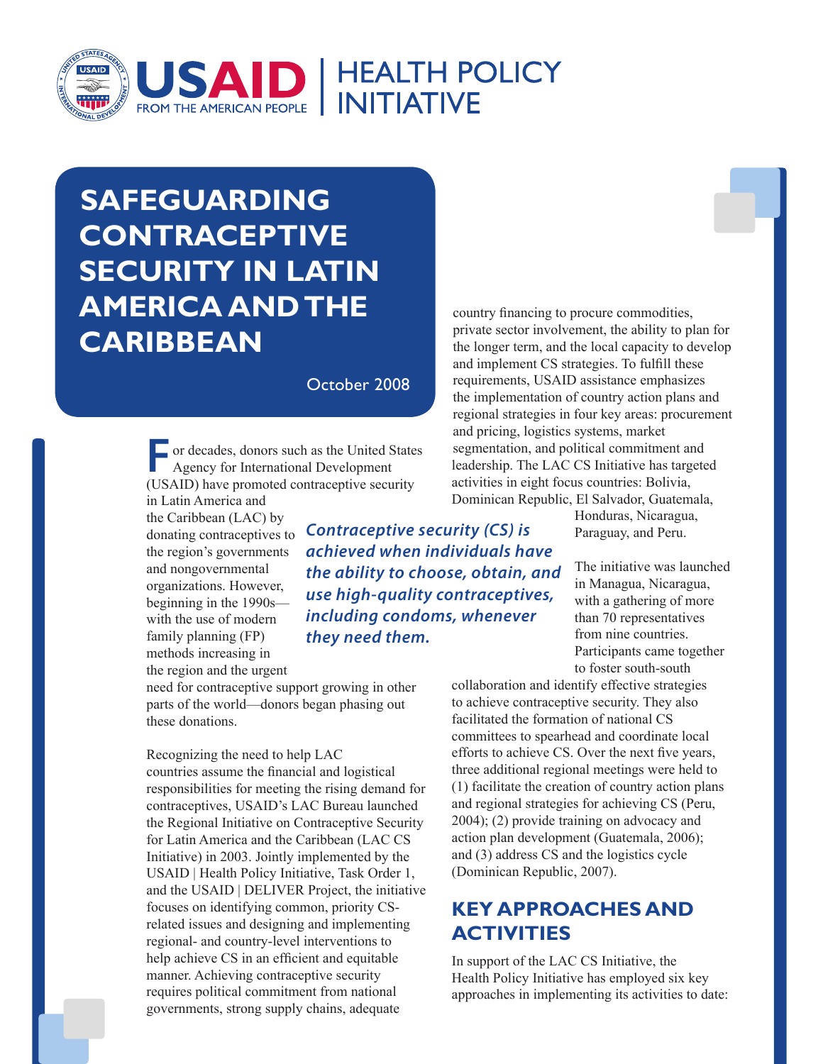USAID | HEALTH POLICY INITIATIVE

FROM THE AMERICAN PEOPLE

# SAFEGUARDING CONTRACEPTIVE SECURITY IN LATIN AMERICA AND THE CARIBBEAN

October 2008

For decades, donors such as the United States Agency for International Development (USAID) have promoted contraceptive security in Latin America and the Caribbean (LAC) by donating contraceptives to the region's governments and nongovernmental organizations. However, beginning in the 1990s—with the use of modern family planning (FP) methods increasing in the region and the urgent need for contraceptive support growing in other parts of the world—donors began phasing out these donations.

*Contraceptive security (CS) is achieved when individuals have the ability to choose, obtain, and use high-quality contraceptives, including condoms, whenever they need them.*

Recognizing the need to help LAC countries assume the financial and logistical responsibilities for meeting the rising demand for contraceptives, USAID's LAC Bureau launched the Regional Initiative on Contraceptive Security for Latin America and the Caribbean (LAC CS Initiative) in 2003. Jointly implemented by the USAID | Health Policy Initiative, Task Order 1, and the USAID | DELIVER Project, the initiative focuses on identifying common, priority CS-related issues and designing and implementing regional- and country-level interventions to help achieve CS in an efficient and equitable manner. Achieving contraceptive security requires political commitment from national governments, strong supply chains, adequate country financing to procure commodities, private sector involvement, the ability to plan for the longer term, and the local capacity to develop and implement CS strategies. To fulfill these requirements, USAID assistance emphasizes the implementation of country action plans and regional strategies in four key areas: procurement and pricing, logistics systems, market segmentation, and political commitment and leadership. The LAC CS Initiative has targeted activities in eight focus countries: Bolivia, Dominican Republic, El Salvador, Guatemala, Honduras, Nicaragua, Paraguay, and Peru.

The initiative was launched in Managua, Nicaragua, with a gathering of more than 70 representatives from nine countries. Participants came together to foster south-south collaboration and identify effective strategies to achieve contraceptive security. They also facilitated the formation of national CS committees to spearhead and coordinate local efforts to achieve CS. Over the next five years, three additional regional meetings were held to (1) facilitate the creation of country action plans and regional strategies for achieving CS (Peru, 2004); (2) provide training on advocacy and action plan development (Guatemala, 2006); and (3) address CS and the logistics cycle (Dominican Republic, 2007).

## KEY APPROACHES AND ACTIVITIES

In support of the LAC CS Initiative, the Health Policy Initiative has employed six key approaches in implementing its activities to date: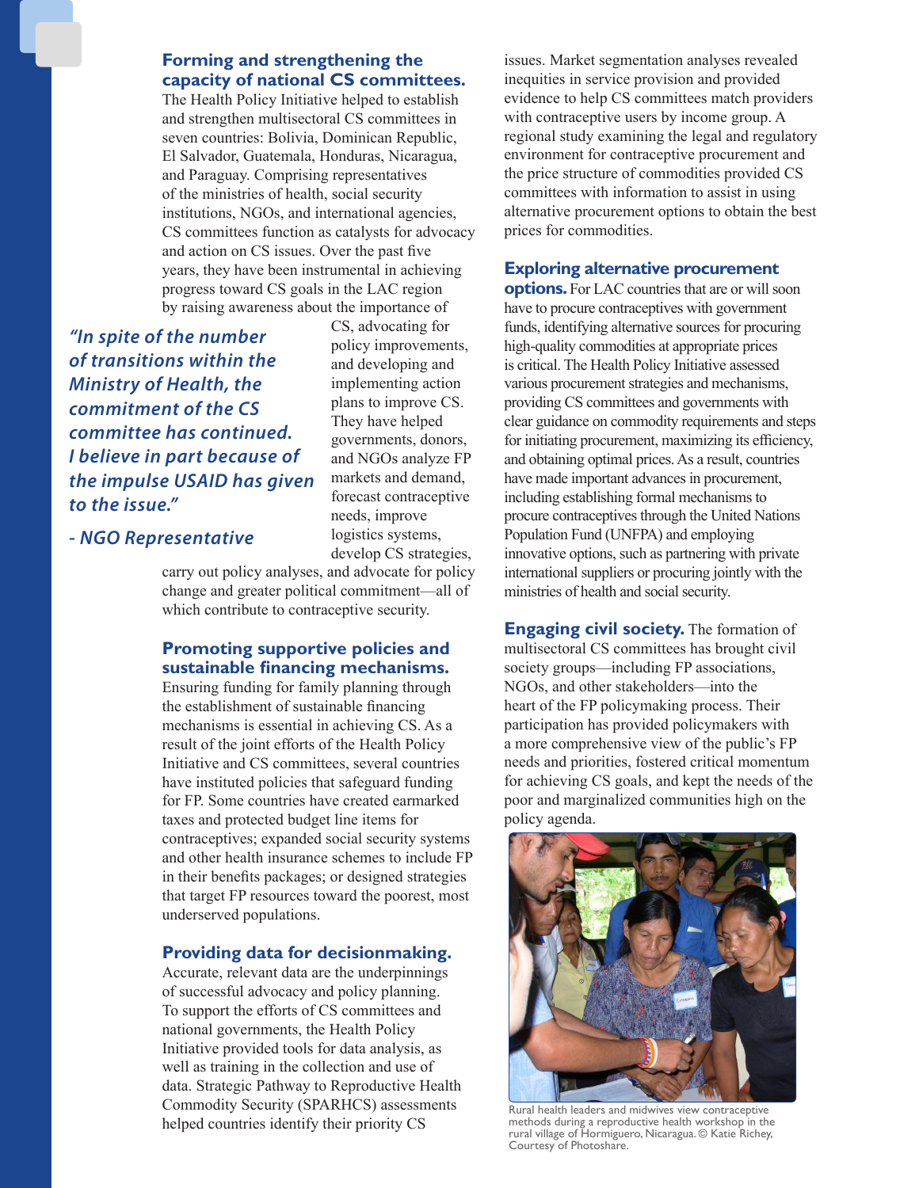**Forming and strengthening the capacity of national CS committees.** The Health Policy Initiative helped to establish and strengthen multisectoral CS committees in seven countries: Bolivia, Dominican Republic, El Salvador, Guatemala, Honduras, Nicaragua, and Paraguay. Comprising representatives of the ministries of health, social security institutions, NGOs, and international agencies, CS committees function as catalysts for advocacy and action on CS issues. Over the past five years, they have been instrumental in achieving progress toward CS goals in the LAC region by raising awareness about the importance of CS, advocating for policy improvements, and developing and implementing action plans to improve CS. They have helped governments, donors, and NGOs analyze FP markets and demand, forecast contraceptive needs, improve logistics systems, develop CS strategies, carry out policy analyses, and advocate for policy change and greater political commitment—all of which contribute to contraceptive security.

> *"In spite of the number of transitions within the Ministry of Health, the commitment of the CS committee has continued. I believe in part because of the impulse USAID has given to the issue."*
>
> *- NGO Representative*

**Promoting supportive policies and sustainable financing mechanisms.** Ensuring funding for family planning through the establishment of sustainable financing mechanisms is essential in achieving CS. As a result of the joint efforts of the Health Policy Initiative and CS committees, several countries have instituted policies that safeguard funding for FP. Some countries have created earmarked taxes and protected budget line items for contraceptives; expanded social security systems and other health insurance schemes to include FP in their benefits packages; or designed strategies that target FP resources toward the poorest, most underserved populations.

**Providing data for decisionmaking.** Accurate, relevant data are the underpinnings of successful advocacy and policy planning. To support the efforts of CS committees and national governments, the Health Policy Initiative provided tools for data analysis, as well as training in the collection and use of data. Strategic Pathway to Reproductive Health Commodity Security (SPARHCS) assessments helped countries identify their priority CS issues. Market segmentation analyses revealed inequities in service provision and provided evidence to help CS committees match providers with contraceptive users by income group. A regional study examining the legal and regulatory environment for contraceptive procurement and the price structure of commodities provided CS committees with information to assist in using alternative procurement options to obtain the best prices for commodities.

**Exploring alternative procurement options.** For LAC countries that are or will soon have to procure contraceptives with government funds, identifying alternative sources for procuring high-quality commodities at appropriate prices is critical. The Health Policy Initiative assessed various procurement strategies and mechanisms, providing CS committees and governments with clear guidance on commodity requirements and steps for initiating procurement, maximizing its efficiency, and obtaining optimal prices. As a result, countries have made important advances in procurement, including establishing formal mechanisms to procure contraceptives through the United Nations Population Fund (UNFPA) and employing innovative options, such as partnering with private international suppliers or procuring jointly with the ministries of health and social security.

**Engaging civil society.** The formation of multisectoral CS committees has brought civil society groups—including FP associations, NGOs, and other stakeholders—into the heart of the FP policymaking process. Their participation has provided policymakers with a more comprehensive view of the public's FP needs and priorities, fostered critical momentum for achieving CS goals, and kept the needs of the poor and marginalized communities high on the policy agenda.

Rural health leaders and midwives view contraceptive methods during a reproductive health workshop in the rural village of Hormiguero, Nicaragua. © Katie Richey, Courtesy of Photoshare.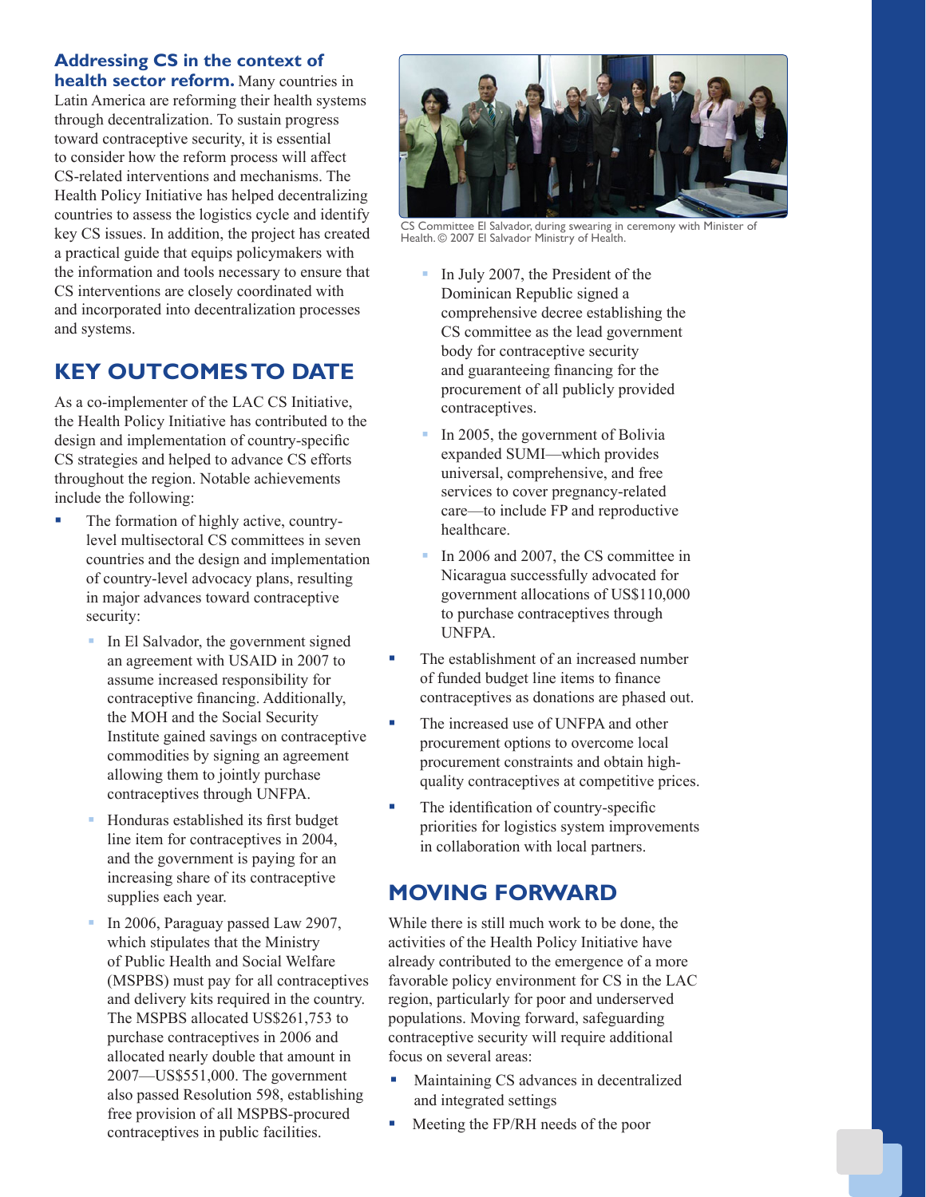**Addressing CS in the context of health sector reform.** Many countries in Latin America are reforming their health systems through decentralization. To sustain progress toward contraceptive security, it is essential to consider how the reform process will affect CS-related interventions and mechanisms. The Health Policy Initiative has helped decentralizing countries to assess the logistics cycle and identify key CS issues. In addition, the project has created a practical guide that equips policymakers with the information and tools necessary to ensure that CS interventions are closely coordinated with and incorporated into decentralization processes and systems.

## KEY OUTCOMES TO DATE

As a co-implementer of the LAC CS Initiative, the Health Policy Initiative has contributed to the design and implementation of country-specific CS strategies and helped to advance CS efforts throughout the region. Notable achievements include the following:

- The formation of highly active, country-level multisectoral CS committees in seven countries and the design and implementation of country-level advocacy plans, resulting in major advances toward contraceptive security:
  - In El Salvador, the government signed an agreement with USAID in 2007 to assume increased responsibility for contraceptive financing. Additionally, the MOH and the Social Security Institute gained savings on contraceptive commodities by signing an agreement allowing them to jointly purchase contraceptives through UNFPA.
  - Honduras established its first budget line item for contraceptives in 2004, and the government is paying for an increasing share of its contraceptive supplies each year.
  - In 2006, Paraguay passed Law 2907, which stipulates that the Ministry of Public Health and Social Welfare (MSPBS) must pay for all contraceptives and delivery kits required in the country. The MSPBS allocated US$261,753 to purchase contraceptives in 2006 and allocated nearly double that amount in 2007—US$551,000. The government also passed Resolution 598, establishing free provision of all MSPBS-procured contraceptives in public facilities.

CS Committee El Salvador, during swearing in ceremony with Minister of Health. © 2007 El Salvador Ministry of Health.

  - In July 2007, the President of the Dominican Republic signed a comprehensive decree establishing the CS committee as the lead government body for contraceptive security and guaranteeing financing for the procurement of all publicly provided contraceptives.
  - In 2005, the government of Bolivia expanded SUMI—which provides universal, comprehensive, and free services to cover pregnancy-related care—to include FP and reproductive healthcare.
  - In 2006 and 2007, the CS committee in Nicaragua successfully advocated for government allocations of US$110,000 to purchase contraceptives through UNFPA.
- The establishment of an increased number of funded budget line items to finance contraceptives as donations are phased out.
- The increased use of UNFPA and other procurement options to overcome local procurement constraints and obtain high-quality contraceptives at competitive prices.
- The identification of country-specific priorities for logistics system improvements in collaboration with local partners.

## MOVING FORWARD

While there is still much work to be done, the activities of the Health Policy Initiative have already contributed to the emergence of a more favorable policy environment for CS in the LAC region, particularly for poor and underserved populations. Moving forward, safeguarding contraceptive security will require additional focus on several areas:

- Maintaining CS advances in decentralized and integrated settings
- Meeting the FP/RH needs of the poor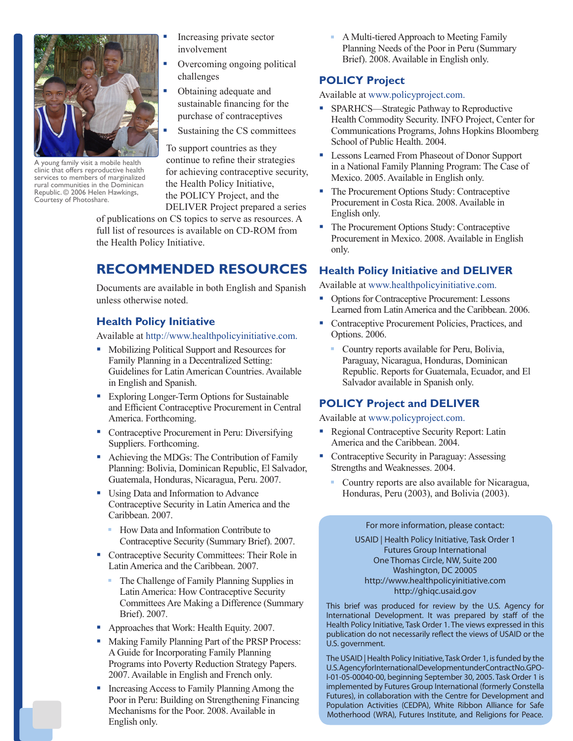A young family visit a mobile health clinic that offers reproductive health services to members of marginalized rural communities in the Dominican Republic. © 2006 Helen Hawkings, Courtesy of Photoshare.

- Increasing private sector involvement
- Overcoming ongoing political challenges
- Obtaining adequate and sustainable financing for the purchase of contraceptives
- Sustaining the CS committees

To support countries as they continue to refine their strategies for achieving contraceptive security, the Health Policy Initiative, the POLICY Project, and the DELIVER Project prepared a series of publications on CS topics to serve as resources. A full list of resources is available on CD-ROM from the Health Policy Initiative.

# RECOMMENDED RESOURCES

Documents are available in both English and Spanish unless otherwise noted.

## Health Policy Initiative

Available at http://www.healthpolicyinitiative.com.

- Mobilizing Political Support and Resources for Family Planning in a Decentralized Setting: Guidelines for Latin American Countries. Available in English and Spanish.
- Exploring Longer-Term Options for Sustainable and Efficient Contraceptive Procurement in Central America. Forthcoming.
- Contraceptive Procurement in Peru: Diversifying Suppliers. Forthcoming.
- Achieving the MDGs: The Contribution of Family Planning: Bolivia, Dominican Republic, El Salvador, Guatemala, Honduras, Nicaragua, Peru. 2007.
- Using Data and Information to Advance Contraceptive Security in Latin America and the Caribbean. 2007.
  - How Data and Information Contribute to Contraceptive Security (Summary Brief). 2007.
- Contraceptive Security Committees: Their Role in Latin America and the Caribbean. 2007.
  - The Challenge of Family Planning Supplies in Latin America: How Contraceptive Security Committees Are Making a Difference (Summary Brief). 2007.
- Approaches that Work: Health Equity. 2007.
- Making Family Planning Part of the PRSP Process: A Guide for Incorporating Family Planning Programs into Poverty Reduction Strategy Papers. 2007. Available in English and French only.
- Increasing Access to Family Planning Among the Poor in Peru: Building on Strengthening Financing Mechanisms for the Poor. 2008. Available in English only.
  - A Multi-tiered Approach to Meeting Family Planning Needs of the Poor in Peru (Summary Brief). 2008. Available in English only.

## POLICY Project

Available at www.policyproject.com.

- SPARHCS—Strategic Pathway to Reproductive Health Commodity Security. INFO Project, Center for Communications Programs, Johns Hopkins Bloomberg School of Public Health. 2004.
- Lessons Learned From Phaseout of Donor Support in a National Family Planning Program: The Case of Mexico. 2005. Available in English only.
- The Procurement Options Study: Contraceptive Procurement in Costa Rica. 2008. Available in English only.
- The Procurement Options Study: Contraceptive Procurement in Mexico. 2008. Available in English only.

## Health Policy Initiative and DELIVER

Available at www.healthpolicyinitiative.com.

- Options for Contraceptive Procurement: Lessons Learned from Latin America and the Caribbean. 2006.
- Contraceptive Procurement Policies, Practices, and Options. 2006.
  - Country reports available for Peru, Bolivia, Paraguay, Nicaragua, Honduras, Dominican Republic. Reports for Guatemala, Ecuador, and El Salvador available in Spanish only.

## POLICY Project and DELIVER

Available at www.policyproject.com.

- Regional Contraceptive Security Report: Latin America and the Caribbean. 2004.
- Contraceptive Security in Paraguay: Assessing Strengths and Weaknesses. 2004.
  - Country reports are also available for Nicaragua, Honduras, Peru (2003), and Bolivia (2003).

For more information, please contact:

USAID | Health Policy Initiative, Task Order 1
Futures Group International
One Thomas Circle, NW, Suite 200
Washington, DC 20005
http://www.healthpolicyinitiative.com
http://ghiqc.usaid.gov

This brief was produced for review by the U.S. Agency for International Development. It was prepared by staff of the Health Policy Initiative, Task Order 1. The views expressed in this publication do not necessarily reflect the views of USAID or the U.S. government.

The USAID | Health Policy Initiative, Task Order 1, is funded by the U.S. Agency for International Development under Contract No. GPO-I-01-05-00040-00, beginning September 30, 2005. Task Order 1 is implemented by Futures Group International (formerly Constella Futures), in collaboration with the Centre for Development and Population Activities (CEDPA), White Ribbon Alliance for Safe Motherhood (WRA), Futures Institute, and Religions for Peace.